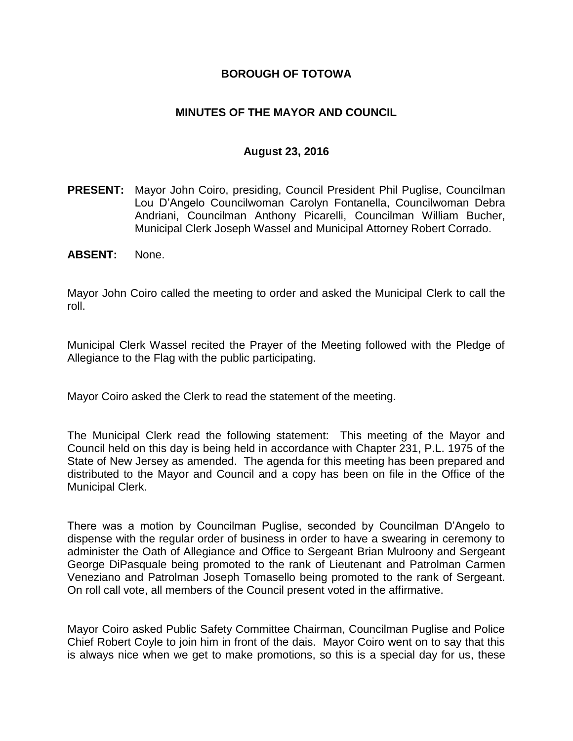# BOROUGH OF TOTOWA

## MINUTES OF THE MAYOR AND COUNCIL

### August 23, 2016

**PRESENT:** Mayor John Coiro, presiding, Council President Phil Puglise, Councilman Lou D'Angelo Councilwoman Carolyn Fontanella, Councilwoman Debra Andriani, Councilman Anthony Picarelli, Councilman William Bucher, Municipal Clerk Joseph Wassel and Municipal Attorney Robert Corrado.

**ABSENT:** None.

Mayor John Coiro called the meeting to order and asked the Municipal Clerk to call the roll.

Municipal Clerk Wassel recited the Prayer of the Meeting followed with the Pledge of Allegiance to the Flag with the public participating.

Mayor Coiro asked the Clerk to read the statement of the meeting.

The Municipal Clerk read the following statement: This meeting of the Mayor and Council held on this day is being held in accordance with Chapter 231, P.L. 1975 of the State of New Jersey as amended. The agenda for this meeting has been prepared and distributed to the Mayor and Council and a copy has been on file in the Office of the Municipal Clerk.

There was a motion by Councilman Puglise, seconded by Councilman D'Angelo to dispense with the regular order of business in order to have a swearing in ceremony to administer the Oath of Allegiance and Office to Sergeant Brian Mulroony and Sergeant George DiPasquale being promoted to the rank of Lieutenant and Patrolman Carmen Veneziano and Patrolman Joseph Tomasello being promoted to the rank of Sergeant. On roll call vote, all members of the Council present voted in the affirmative.

Mayor Coiro asked Public Safety Committee Chairman, Councilman Puglise and Police Chief Robert Coyle to join him in front of the dais. Mayor Coiro went on to say that this is always nice when we get to make promotions, so this is a special day for us, these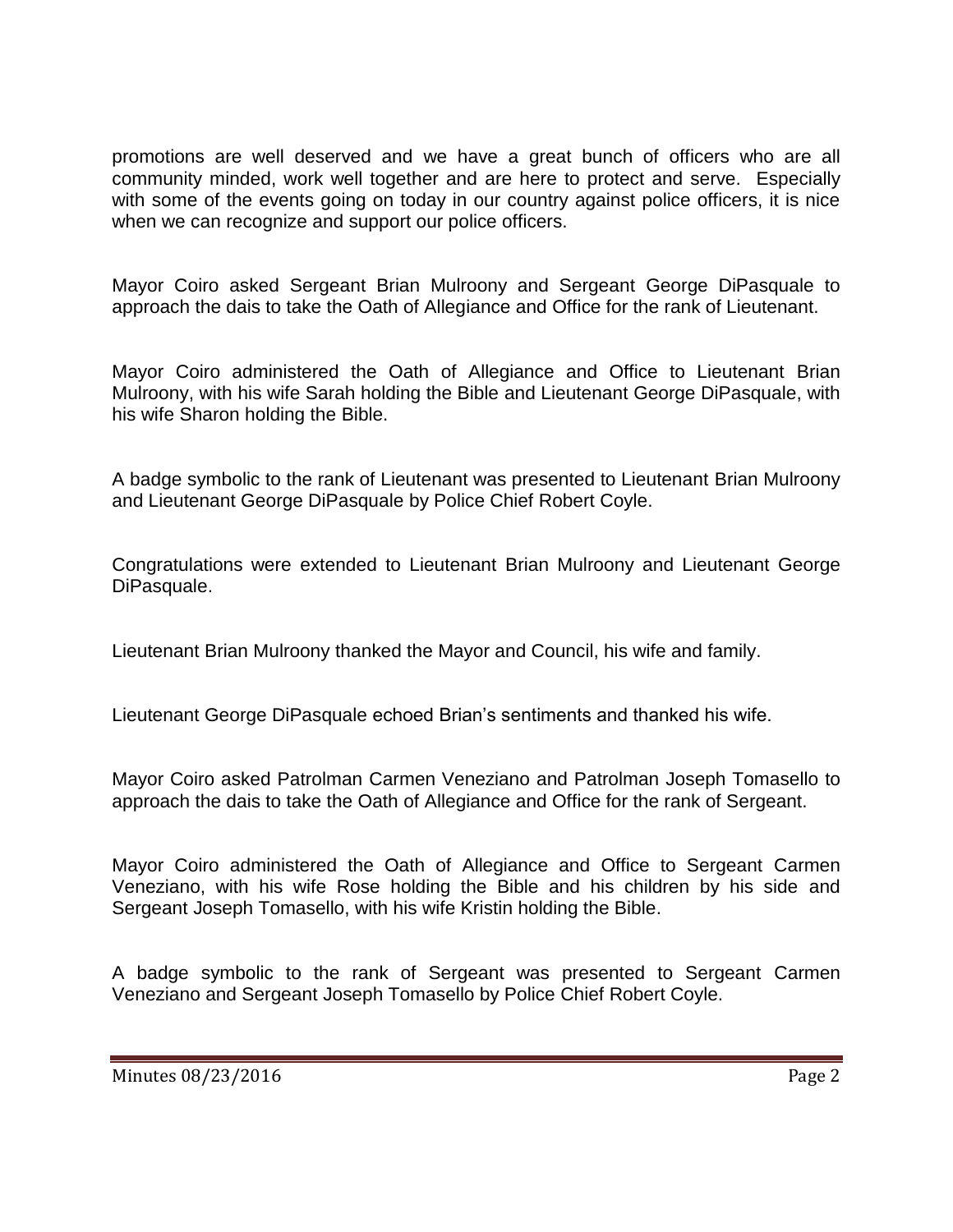promotions are well deserved and we have a great bunch of officers who are all community minded, work well together and are here to protect and serve. Especially with some of the events going on today in our country against police officers, it is nice when we can recognize and support our police officers.

Mayor Coiro asked Sergeant Brian Mulroony and Sergeant George DiPasquale to approach the dais to take the Oath of Allegiance and Office for the rank of Lieutenant.

Mayor Coiro administered the Oath of Allegiance and Office to Lieutenant Brian Mulroony, with his wife Sarah holding the Bible and Lieutenant George DiPasquale, with his wife Sharon holding the Bible.

A badge symbolic to the rank of Lieutenant was presented to Lieutenant Brian Mulroony and Lieutenant George DiPasquale by Police Chief Robert Coyle.

Congratulations were extended to Lieutenant Brian Mulroony and Lieutenant George DiPasquale.

Lieutenant Brian Mulroony thanked the Mayor and Council, his wife and family.

Lieutenant George DiPasquale echoed Brian's sentiments and thanked his wife.

Mayor Coiro asked Patrolman Carmen Veneziano and Patrolman Joseph Tomasello to approach the dais to take the Oath of Allegiance and Office for the rank of Sergeant.

Mayor Coiro administered the Oath of Allegiance and Office to Sergeant Carmen Veneziano, with his wife Rose holding the Bible and his children by his side and Sergeant Joseph Tomasello, with his wife Kristin holding the Bible.

A badge symbolic to the rank of Sergeant was presented to Sergeant Carmen Veneziano and Sergeant Joseph Tomasello by Police Chief Robert Coyle.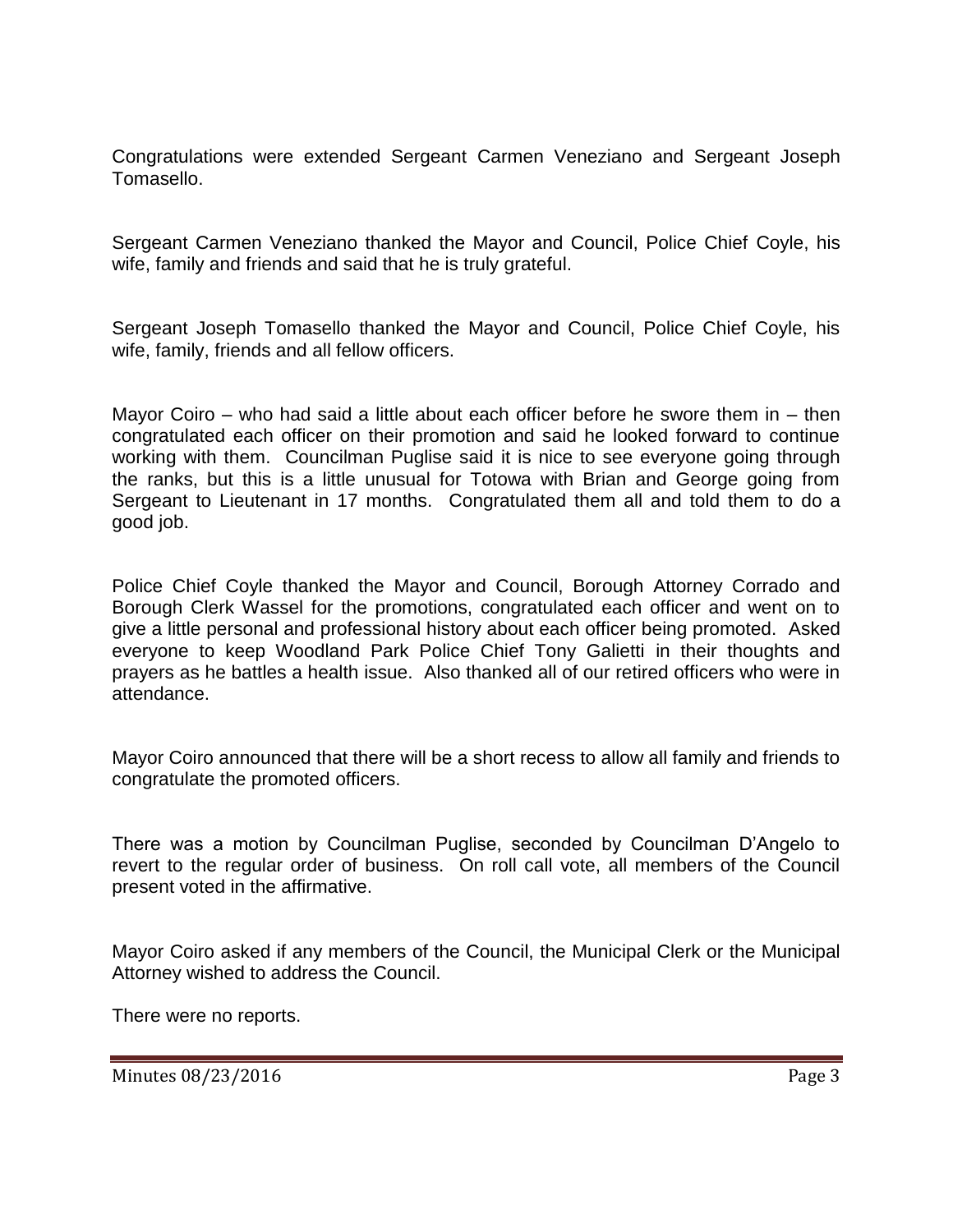Congratulations were extended Sergeant Carmen Veneziano and Sergeant Joseph Tomasello.

Sergeant Carmen Veneziano thanked the Mayor and Council, Police Chief Coyle, his wife, family and friends and said that he is truly grateful.

Sergeant Joseph Tomasello thanked the Mayor and Council, Police Chief Coyle, his wife, family, friends and all fellow officers.

Mayor Coiro – who had said a little about each officer before he swore them in – then congratulated each officer on their promotion and said he looked forward to continue working with them. Councilman Puglise said it is nice to see everyone going through the ranks, but this is a little unusual for Totowa with Brian and George going from Sergeant to Lieutenant in 17 months. Congratulated them all and told them to do a good job.

Police Chief Coyle thanked the Mayor and Council, Borough Attorney Corrado and Borough Clerk Wassel for the promotions, congratulated each officer and went on to give a little personal and professional history about each officer being promoted. Asked everyone to keep Woodland Park Police Chief Tony Galietti in their thoughts and prayers as he battles a health issue. Also thanked all of our retired officers who were in attendance.

Mayor Coiro announced that there will be a short recess to allow all family and friends to congratulate the promoted officers.

There was a motion by Councilman Puglise, seconded by Councilman D'Angelo to revert to the regular order of business. On roll call vote, all members of the Council present voted in the affirmative.

Mayor Coiro asked if any members of the Council, the Municipal Clerk or the Municipal Attorney wished to address the Council.

There were no reports.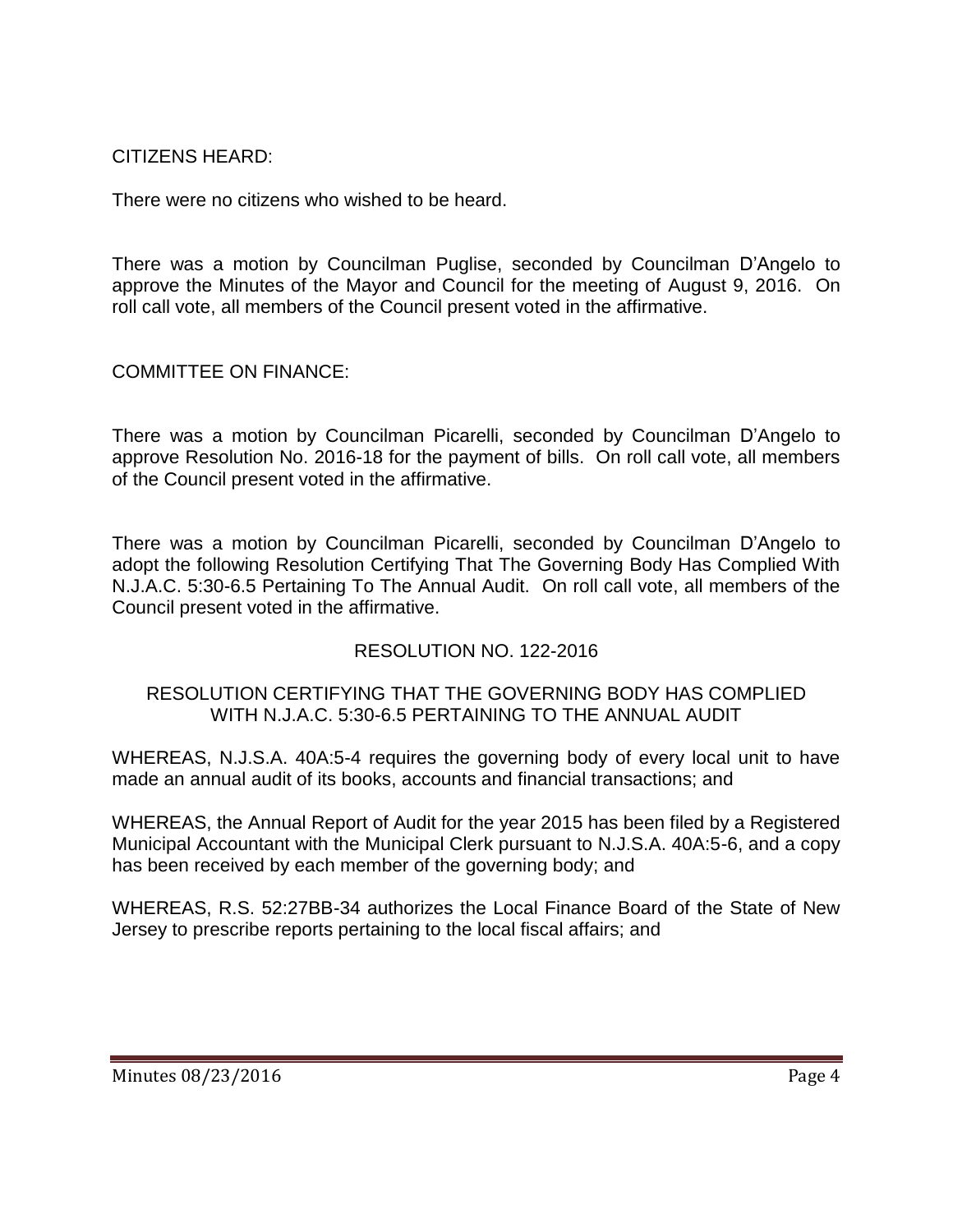CITIZENS HEARD:

There were no citizens who wished to be heard.

There was a motion by Councilman Puglise, seconded by Councilman D'Angelo to approve the Minutes of the Mayor and Council for the meeting of August 9, 2016. On roll call vote, all members of the Council present voted in the affirmative.

COMMITTEE ON FINANCE:

There was a motion by Councilman Picarelli, seconded by Councilman D'Angelo to approve Resolution No. 2016-18 for the payment of bills. On roll call vote, all members of the Council present voted in the affirmative.

There was a motion by Councilman Picarelli, seconded by Councilman D'Angelo to adopt the following Resolution Certifying That The Governing Body Has Complied With N.J.A.C. 5:30-6.5 Pertaining To The Annual Audit. On roll call vote, all members of the Council present voted in the affirmative.

RESOLUTION NO. 122-2016

RESOLUTION CERTIFYING THAT THE GOVERNING BODY HAS COMPLIED WITH N.J.A.C. 5:30-6.5 PERTAINING TO THE ANNUAL AUDIT

WHEREAS, N.J.S.A. 40A:5-4 requires the governing body of every local unit to have made an annual audit of its books, accounts and financial transactions; and

WHEREAS, the Annual Report of Audit for the year 2015 has been filed by a Registered Municipal Accountant with the Municipal Clerk pursuant to N.J.S.A. 40A:5-6, and a copy has been received by each member of the governing body; and

WHEREAS, R.S. 52:27BB-34 authorizes the Local Finance Board of the State of New Jersey to prescribe reports pertaining to the local fiscal affairs; and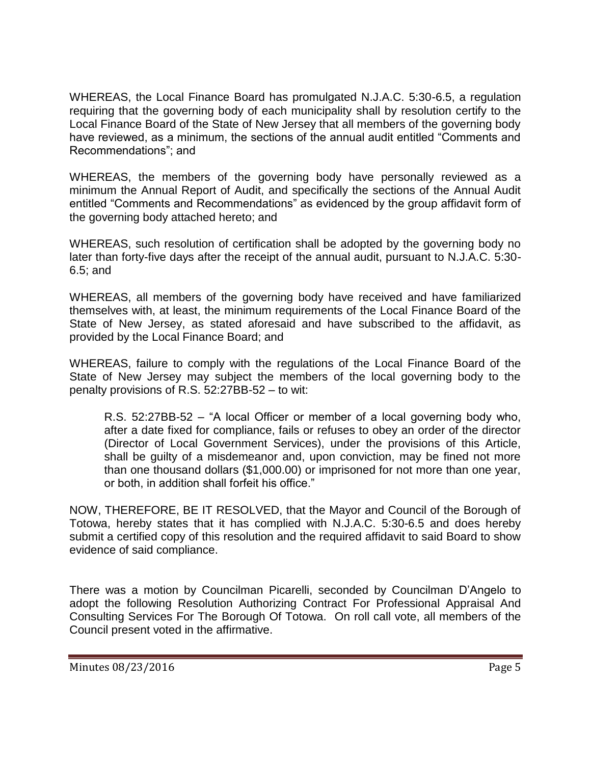WHEREAS, the Local Finance Board has promulgated N.J.A.C. 5:30-6.5, a regulation requiring that the governing body of each municipality shall by resolution certify to the Local Finance Board of the State of New Jersey that all members of the governing body have reviewed, as a minimum, the sections of the annual audit entitled "Comments and Recommendations"; and

WHEREAS, the members of the governing body have personally reviewed as a minimum the Annual Report of Audit, and specifically the sections of the Annual Audit entitled "Comments and Recommendations" as evidenced by the group affidavit form of the governing body attached hereto; and

WHEREAS, such resolution of certification shall be adopted by the governing body no later than forty-five days after the receipt of the annual audit, pursuant to N.J.A.C. 5:30-6.5; and

WHEREAS, all members of the governing body have received and have familiarized themselves with, at least, the minimum requirements of the Local Finance Board of the State of New Jersey, as stated aforesaid and have subscribed to the affidavit, as provided by the Local Finance Board; and

WHEREAS, failure to comply with the regulations of the Local Finance Board of the State of New Jersey may subject the members of the local governing body to the penalty provisions of R.S. 52:27BB-52 – to wit:

> R.S. 52:27BB-52 – "A local Officer or member of a local governing body who, after a date fixed for compliance, fails or refuses to obey an order of the director (Director of Local Government Services), under the provisions of this Article, shall be guilty of a misdemeanor and, upon conviction, may be fined not more than one thousand dollars ($1,000.00) or imprisoned for not more than one year, or both, in addition shall forfeit his office."

NOW, THEREFORE, BE IT RESOLVED, that the Mayor and Council of the Borough of Totowa, hereby states that it has complied with N.J.A.C. 5:30-6.5 and does hereby submit a certified copy of this resolution and the required affidavit to said Board to show evidence of said compliance.

There was a motion by Councilman Picarelli, seconded by Councilman D'Angelo to adopt the following Resolution Authorizing Contract For Professional Appraisal And Consulting Services For The Borough Of Totowa. On roll call vote, all members of the Council present voted in the affirmative.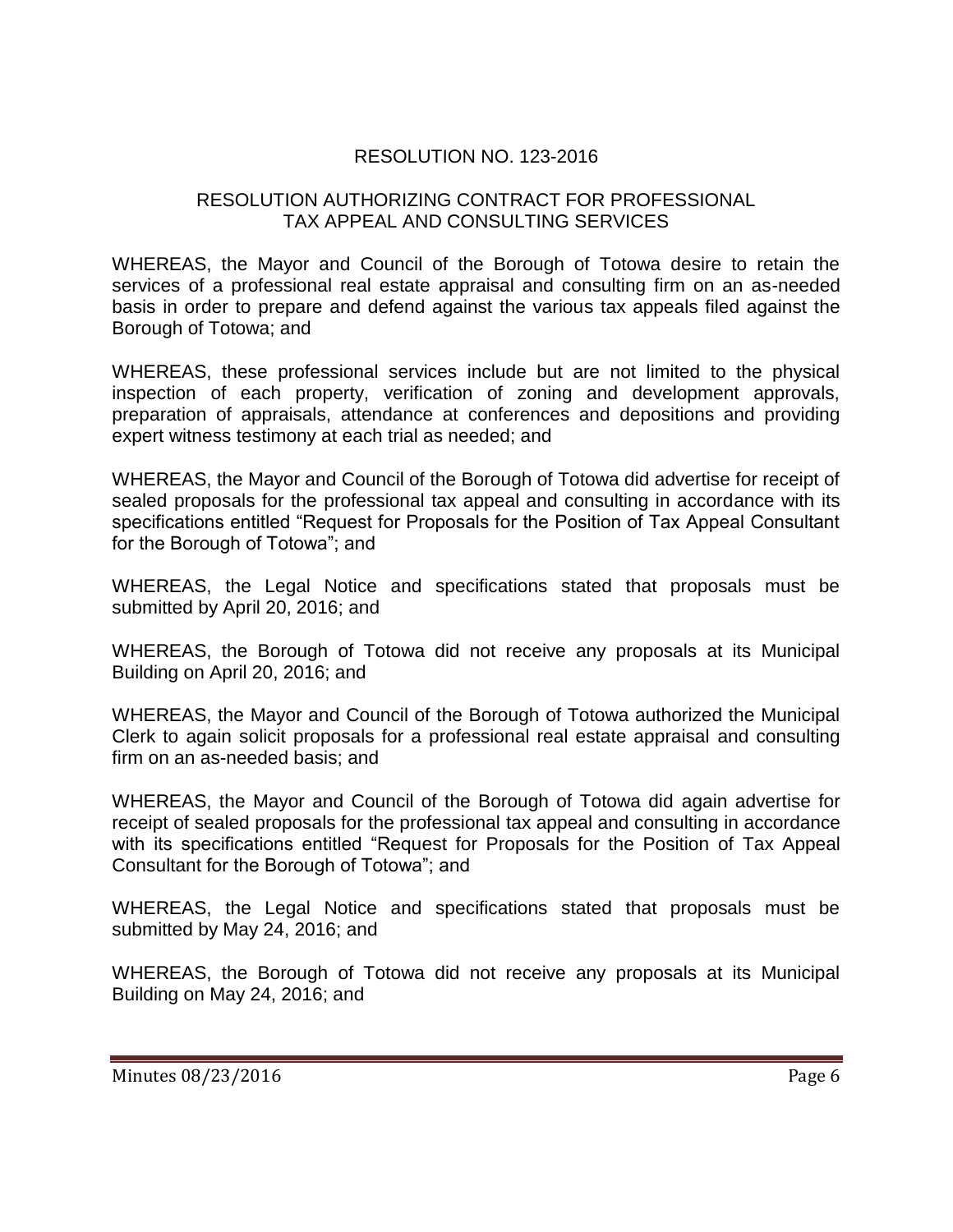RESOLUTION NO. 123-2016

RESOLUTION AUTHORIZING CONTRACT FOR PROFESSIONAL TAX APPEAL AND CONSULTING SERVICES

WHEREAS, the Mayor and Council of the Borough of Totowa desire to retain the services of a professional real estate appraisal and consulting firm on an as-needed basis in order to prepare and defend against the various tax appeals filed against the Borough of Totowa; and

WHEREAS, these professional services include but are not limited to the physical inspection of each property, verification of zoning and development approvals, preparation of appraisals, attendance at conferences and depositions and providing expert witness testimony at each trial as needed; and

WHEREAS, the Mayor and Council of the Borough of Totowa did advertise for receipt of sealed proposals for the professional tax appeal and consulting in accordance with its specifications entitled "Request for Proposals for the Position of Tax Appeal Consultant for the Borough of Totowa"; and

WHEREAS, the Legal Notice and specifications stated that proposals must be submitted by April 20, 2016; and

WHEREAS, the Borough of Totowa did not receive any proposals at its Municipal Building on April 20, 2016; and

WHEREAS, the Mayor and Council of the Borough of Totowa authorized the Municipal Clerk to again solicit proposals for a professional real estate appraisal and consulting firm on an as-needed basis; and

WHEREAS, the Mayor and Council of the Borough of Totowa did again advertise for receipt of sealed proposals for the professional tax appeal and consulting in accordance with its specifications entitled "Request for Proposals for the Position of Tax Appeal Consultant for the Borough of Totowa"; and

WHEREAS, the Legal Notice and specifications stated that proposals must be submitted by May 24, 2016; and

WHEREAS, the Borough of Totowa did not receive any proposals at its Municipal Building on May 24, 2016; and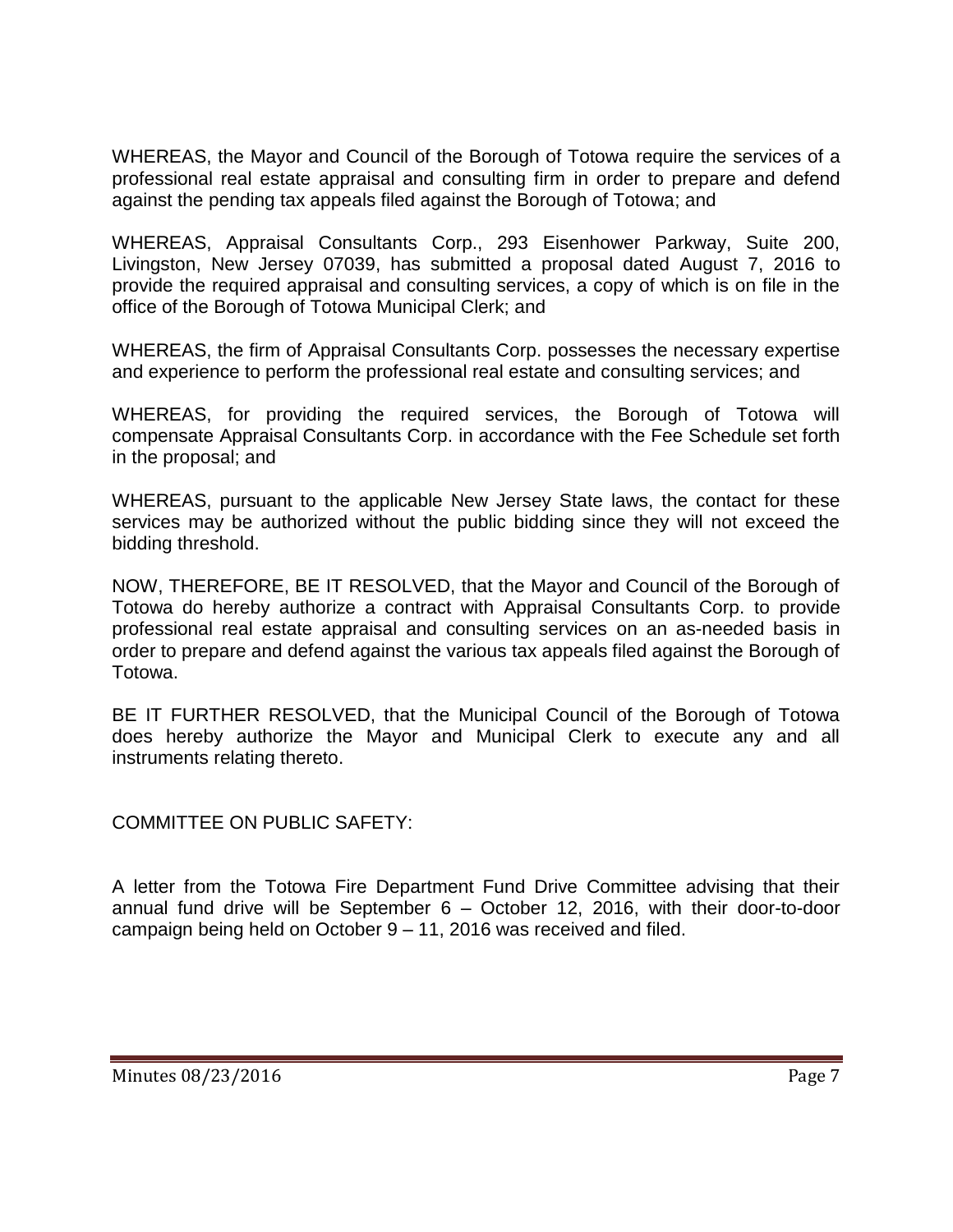WHEREAS, the Mayor and Council of the Borough of Totowa require the services of a professional real estate appraisal and consulting firm in order to prepare and defend against the pending tax appeals filed against the Borough of Totowa; and

WHEREAS, Appraisal Consultants Corp., 293 Eisenhower Parkway, Suite 200, Livingston, New Jersey 07039, has submitted a proposal dated August 7, 2016 to provide the required appraisal and consulting services, a copy of which is on file in the office of the Borough of Totowa Municipal Clerk; and

WHEREAS, the firm of Appraisal Consultants Corp. possesses the necessary expertise and experience to perform the professional real estate and consulting services; and

WHEREAS, for providing the required services, the Borough of Totowa will compensate Appraisal Consultants Corp. in accordance with the Fee Schedule set forth in the proposal; and

WHEREAS, pursuant to the applicable New Jersey State laws, the contact for these services may be authorized without the public bidding since they will not exceed the bidding threshold.

NOW, THEREFORE, BE IT RESOLVED, that the Mayor and Council of the Borough of Totowa do hereby authorize a contract with Appraisal Consultants Corp. to provide professional real estate appraisal and consulting services on an as-needed basis in order to prepare and defend against the various tax appeals filed against the Borough of Totowa.

BE IT FURTHER RESOLVED, that the Municipal Council of the Borough of Totowa does hereby authorize the Mayor and Municipal Clerk to execute any and all instruments relating thereto.

COMMITTEE ON PUBLIC SAFETY:

A letter from the Totowa Fire Department Fund Drive Committee advising that their annual fund drive will be September 6 – October 12, 2016, with their door-to-door campaign being held on October 9 – 11, 2016 was received and filed.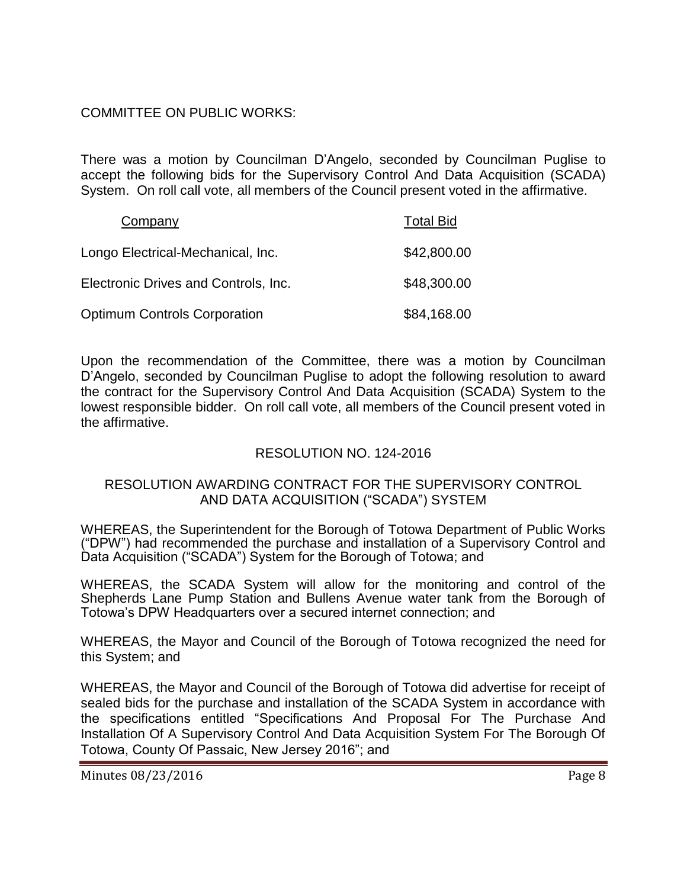COMMITTEE ON PUBLIC WORKS:

There was a motion by Councilman D'Angelo, seconded by Councilman Puglise to accept the following bids for the Supervisory Control And Data Acquisition (SCADA) System. On roll call vote, all members of the Council present voted in the affirmative.

| Company | Total Bid |
|---|---|
| Longo Electrical-Mechanical, Inc. | \$42,800.00 |
| Electronic Drives and Controls, Inc. | \$48,300.00 |
| Optimum Controls Corporation | \$84,168.00 |

Upon the recommendation of the Committee, there was a motion by Councilman D'Angelo, seconded by Councilman Puglise to adopt the following resolution to award the contract for the Supervisory Control And Data Acquisition (SCADA) System to the lowest responsible bidder. On roll call vote, all members of the Council present voted in the affirmative.

RESOLUTION NO. 124-2016

RESOLUTION AWARDING CONTRACT FOR THE SUPERVISORY CONTROL AND DATA ACQUISITION ("SCADA") SYSTEM

WHEREAS, the Superintendent for the Borough of Totowa Department of Public Works ("DPW") had recommended the purchase and installation of a Supervisory Control and Data Acquisition ("SCADA") System for the Borough of Totowa; and

WHEREAS, the SCADA System will allow for the monitoring and control of the Shepherds Lane Pump Station and Bullens Avenue water tank from the Borough of Totowa's DPW Headquarters over a secured internet connection; and

WHEREAS, the Mayor and Council of the Borough of Totowa recognized the need for this System; and

WHEREAS, the Mayor and Council of the Borough of Totowa did advertise for receipt of sealed bids for the purchase and installation of the SCADA System in accordance with the specifications entitled "Specifications And Proposal For The Purchase And Installation Of A Supervisory Control And Data Acquisition System For The Borough Of Totowa, County Of Passaic, New Jersey 2016"; and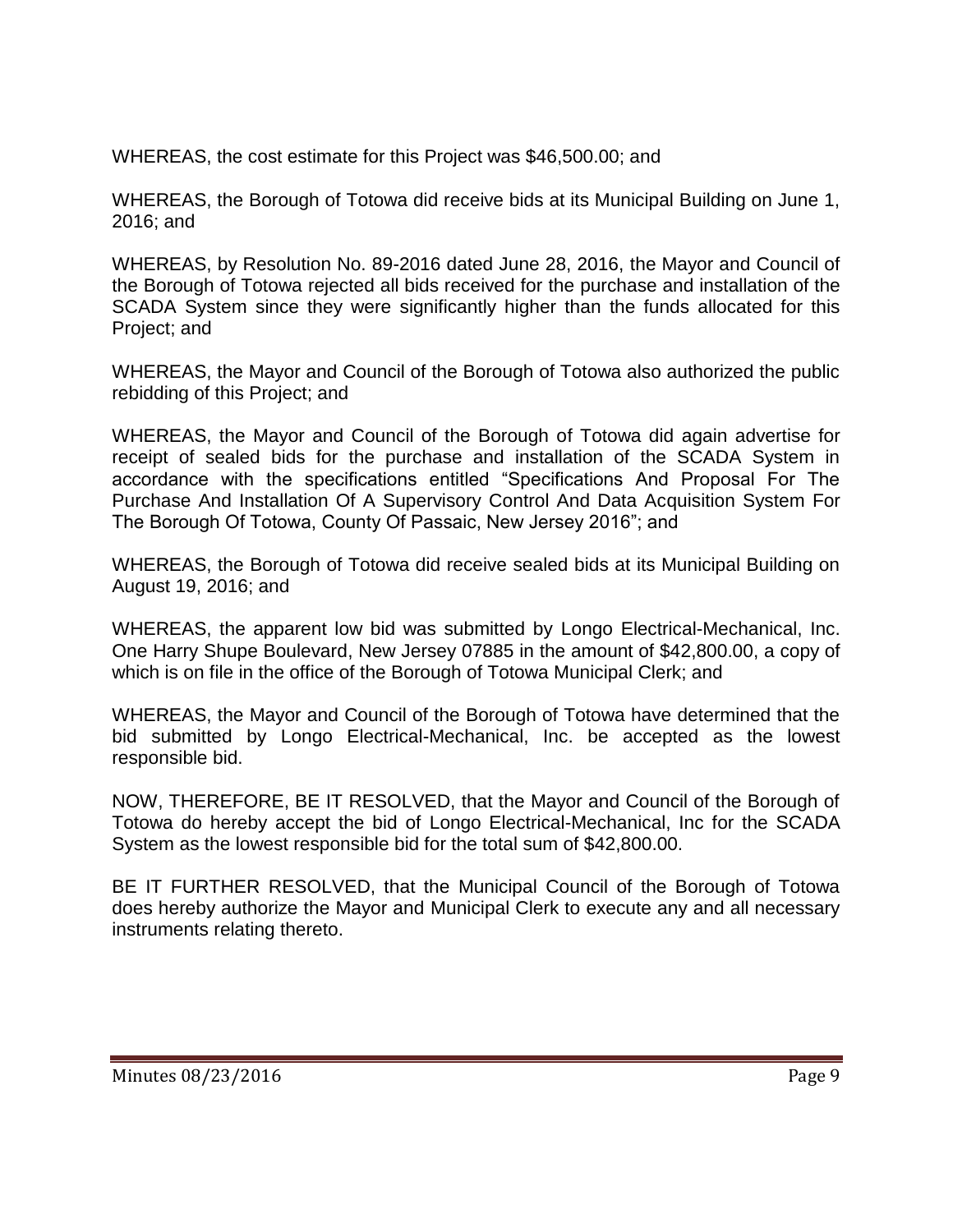WHEREAS, the cost estimate for this Project was $46,500.00; and

WHEREAS, the Borough of Totowa did receive bids at its Municipal Building on June 1, 2016; and

WHEREAS, by Resolution No. 89-2016 dated June 28, 2016, the Mayor and Council of the Borough of Totowa rejected all bids received for the purchase and installation of the SCADA System since they were significantly higher than the funds allocated for this Project; and

WHEREAS, the Mayor and Council of the Borough of Totowa also authorized the public rebidding of this Project; and

WHEREAS, the Mayor and Council of the Borough of Totowa did again advertise for receipt of sealed bids for the purchase and installation of the SCADA System in accordance with the specifications entitled "Specifications And Proposal For The Purchase And Installation Of A Supervisory Control And Data Acquisition System For The Borough Of Totowa, County Of Passaic, New Jersey 2016"; and

WHEREAS, the Borough of Totowa did receive sealed bids at its Municipal Building on August 19, 2016; and

WHEREAS, the apparent low bid was submitted by Longo Electrical-Mechanical, Inc. One Harry Shupe Boulevard, New Jersey 07885 in the amount of $42,800.00, a copy of which is on file in the office of the Borough of Totowa Municipal Clerk; and

WHEREAS, the Mayor and Council of the Borough of Totowa have determined that the bid submitted by Longo Electrical-Mechanical, Inc. be accepted as the lowest responsible bid.

NOW, THEREFORE, BE IT RESOLVED, that the Mayor and Council of the Borough of Totowa do hereby accept the bid of Longo Electrical-Mechanical, Inc for the SCADA System as the lowest responsible bid for the total sum of $42,800.00.

BE IT FURTHER RESOLVED, that the Municipal Council of the Borough of Totowa does hereby authorize the Mayor and Municipal Clerk to execute any and all necessary instruments relating thereto.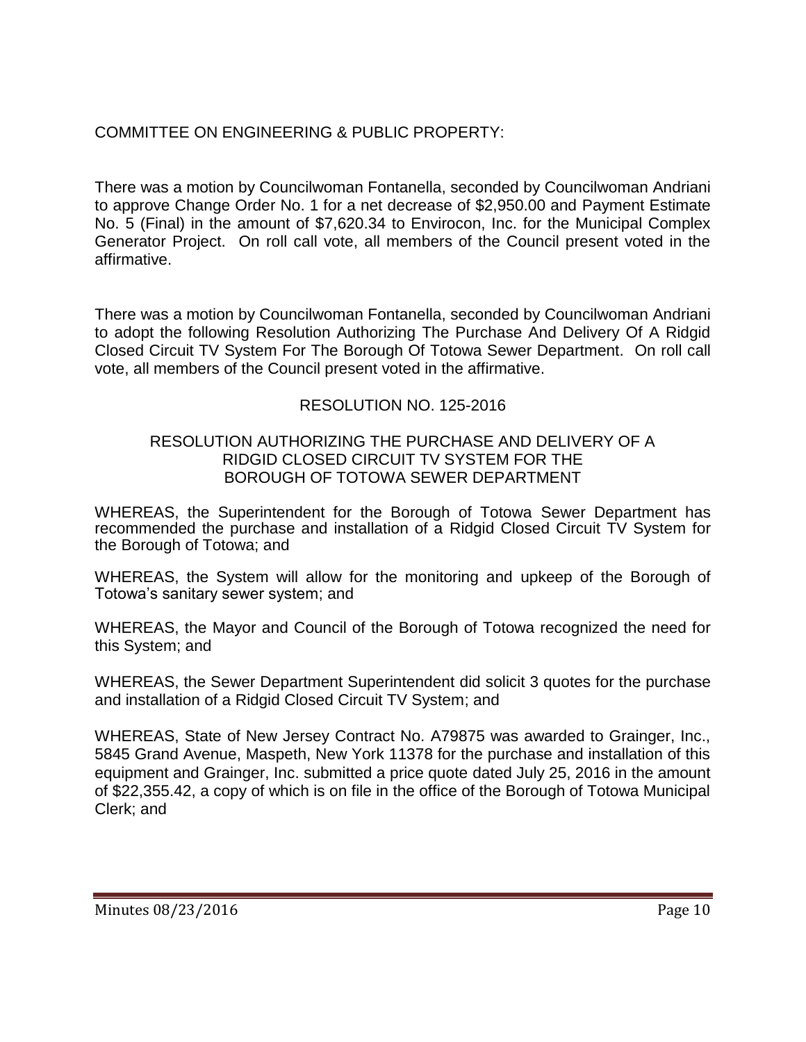COMMITTEE ON ENGINEERING & PUBLIC PROPERTY:

There was a motion by Councilwoman Fontanella, seconded by Councilwoman Andriani to approve Change Order No. 1 for a net decrease of $2,950.00 and Payment Estimate No. 5 (Final) in the amount of $7,620.34 to Envirocon, Inc. for the Municipal Complex Generator Project. On roll call vote, all members of the Council present voted in the affirmative.

There was a motion by Councilwoman Fontanella, seconded by Councilwoman Andriani to adopt the following Resolution Authorizing The Purchase And Delivery Of A Ridgid Closed Circuit TV System For The Borough Of Totowa Sewer Department. On roll call vote, all members of the Council present voted in the affirmative.

RESOLUTION NO. 125-2016

RESOLUTION AUTHORIZING THE PURCHASE AND DELIVERY OF A RIDGID CLOSED CIRCUIT TV SYSTEM FOR THE BOROUGH OF TOTOWA SEWER DEPARTMENT

WHEREAS, the Superintendent for the Borough of Totowa Sewer Department has recommended the purchase and installation of a Ridgid Closed Circuit TV System for the Borough of Totowa; and

WHEREAS, the System will allow for the monitoring and upkeep of the Borough of Totowa's sanitary sewer system; and

WHEREAS, the Mayor and Council of the Borough of Totowa recognized the need for this System; and

WHEREAS, the Sewer Department Superintendent did solicit 3 quotes for the purchase and installation of a Ridgid Closed Circuit TV System; and

WHEREAS, State of New Jersey Contract No. A79875 was awarded to Grainger, Inc., 5845 Grand Avenue, Maspeth, New York 11378 for the purchase and installation of this equipment and Grainger, Inc. submitted a price quote dated July 25, 2016 in the amount of $22,355.42, a copy of which is on file in the office of the Borough of Totowa Municipal Clerk; and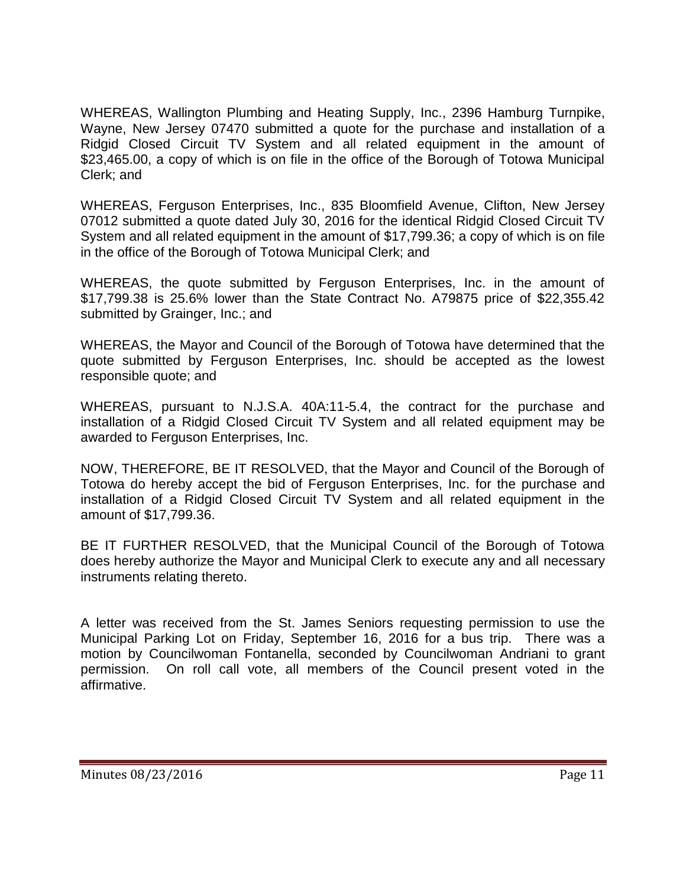WHEREAS, Wallington Plumbing and Heating Supply, Inc., 2396 Hamburg Turnpike, Wayne, New Jersey 07470 submitted a quote for the purchase and installation of a Ridgid Closed Circuit TV System and all related equipment in the amount of $23,465.00, a copy of which is on file in the office of the Borough of Totowa Municipal Clerk; and

WHEREAS, Ferguson Enterprises, Inc., 835 Bloomfield Avenue, Clifton, New Jersey 07012 submitted a quote dated July 30, 2016 for the identical Ridgid Closed Circuit TV System and all related equipment in the amount of $17,799.36; a copy of which is on file in the office of the Borough of Totowa Municipal Clerk; and

WHEREAS, the quote submitted by Ferguson Enterprises, Inc. in the amount of $17,799.38 is 25.6% lower than the State Contract No. A79875 price of $22,355.42 submitted by Grainger, Inc.; and

WHEREAS, the Mayor and Council of the Borough of Totowa have determined that the quote submitted by Ferguson Enterprises, Inc. should be accepted as the lowest responsible quote; and

WHEREAS, pursuant to N.J.S.A. 40A:11-5.4, the contract for the purchase and installation of a Ridgid Closed Circuit TV System and all related equipment may be awarded to Ferguson Enterprises, Inc.

NOW, THEREFORE, BE IT RESOLVED, that the Mayor and Council of the Borough of Totowa do hereby accept the bid of Ferguson Enterprises, Inc. for the purchase and installation of a Ridgid Closed Circuit TV System and all related equipment in the amount of $17,799.36.

BE IT FURTHER RESOLVED, that the Municipal Council of the Borough of Totowa does hereby authorize the Mayor and Municipal Clerk to execute any and all necessary instruments relating thereto.

A letter was received from the St. James Seniors requesting permission to use the Municipal Parking Lot on Friday, September 16, 2016 for a bus trip. There was a motion by Councilwoman Fontanella, seconded by Councilwoman Andriani to grant permission. On roll call vote, all members of the Council present voted in the affirmative.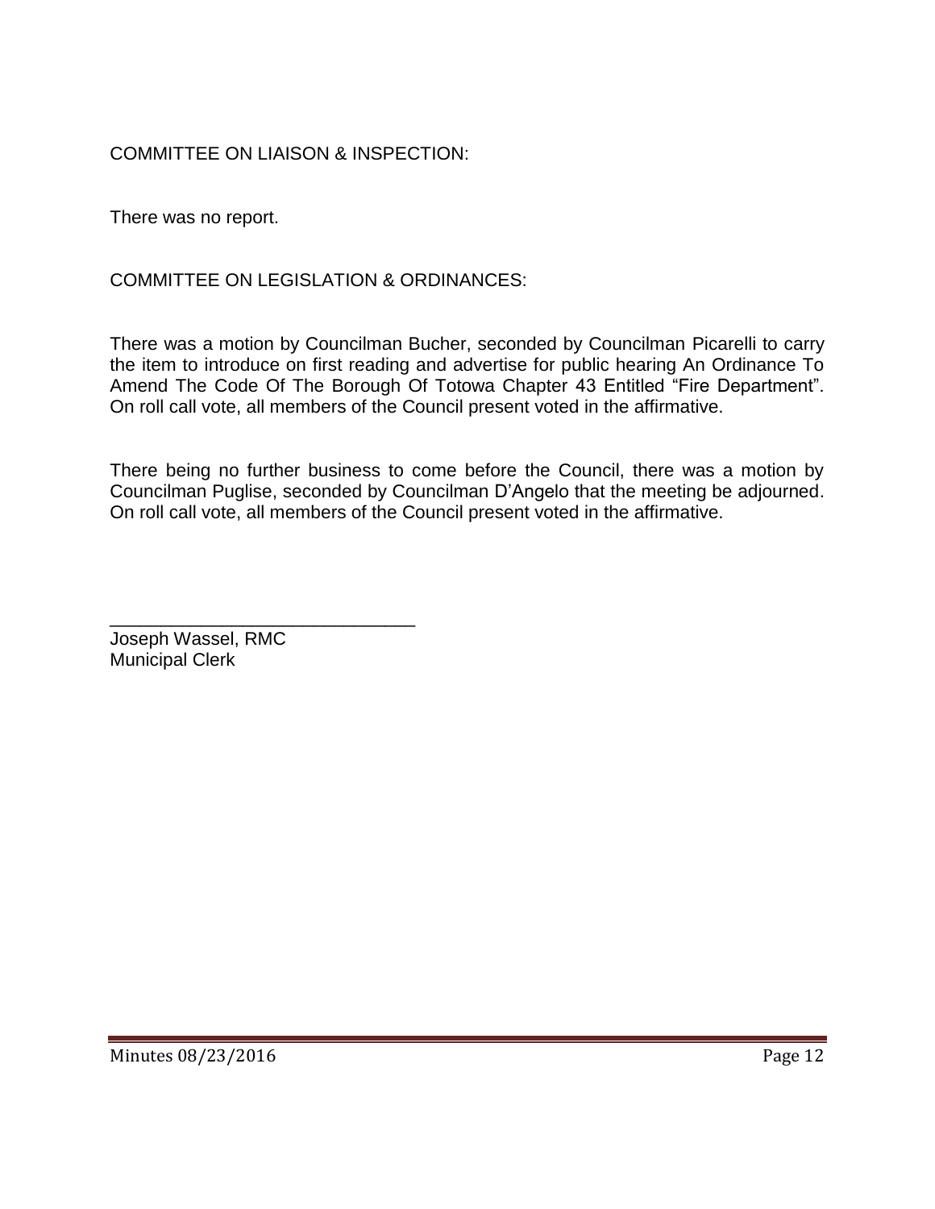COMMITTEE ON LIAISON & INSPECTION:

There was no report.

COMMITTEE ON LEGISLATION & ORDINANCES:

There was a motion by Councilman Bucher, seconded by Councilman Picarelli to carry the item to introduce on first reading and advertise for public hearing An Ordinance To Amend The Code Of The Borough Of Totowa Chapter 43 Entitled "Fire Department". On roll call vote, all members of the Council present voted in the affirmative.

There being no further business to come before the Council, there was a motion by Councilman Puglise, seconded by Councilman D'Angelo that the meeting be adjourned. On roll call vote, all members of the Council present voted in the affirmative.

\_\_\_\_\_\_\_\_\_\_\_\_\_\_\_\_\_\_\_\_\_\_\_\_\_\_\_\_\_\_\_\_

Joseph Wassel, RMC
Municipal Clerk